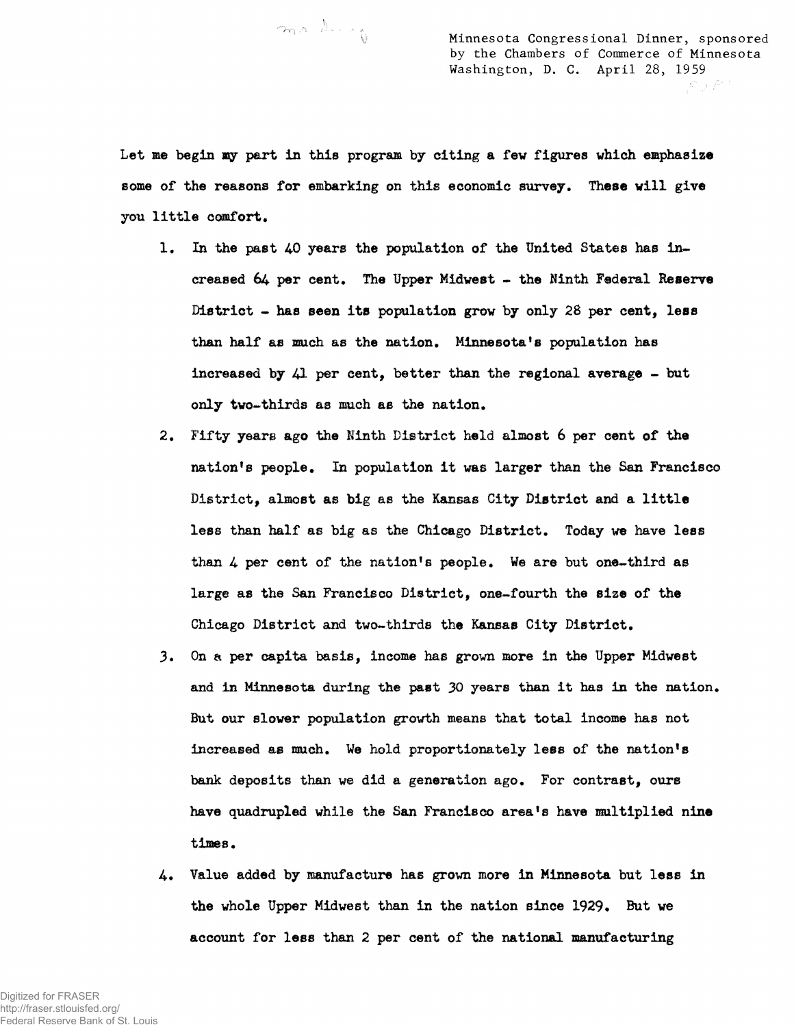Minnesota Congressional Dinner, sponsored by the Chambers of Commerce of Minnesota
Washington, D. C. April 28, 1959

Let me begin my part in this program by citing a few figures which emphasize some of the reasons for embarking on this economic survey. These will give you little comfort.

1. In the past 40 years the population of the United States has increased 64 per cent. The Upper Midwest - the Ninth Federal Reserve District - has seen its population grow by only 28 per cent, less than half as much as the nation. Minnesota's population has increased by 41 per cent, better than the regional average - but only two-thirds as much as the nation.

2. Fifty years ago the Ninth District held almost 6 per cent of the nation's people. In population it was larger than the San Francisco District, almost as big as the Kansas City District and a little less than half as big as the Chicago District. Today we have less than 4 per cent of the nation's people. We are but one-third as large as the San Francisco District, one-fourth the size of the Chicago District and two-thirds the Kansas City District.

3. On a per capita basis, income has grown more in the Upper Midwest and in Minnesota during the past 30 years than it has in the nation. But our slower population growth means that total income has not increased as much. We hold proportionately less of the nation's bank deposits than we did a generation ago. For contrast, ours have quadrupled while the San Francisco area's have multiplied nine times.

4. Value added by manufacture has grown more in Minnesota but less in the whole Upper Midwest than in the nation since 1929. But we account for less than 2 per cent of the national manufacturing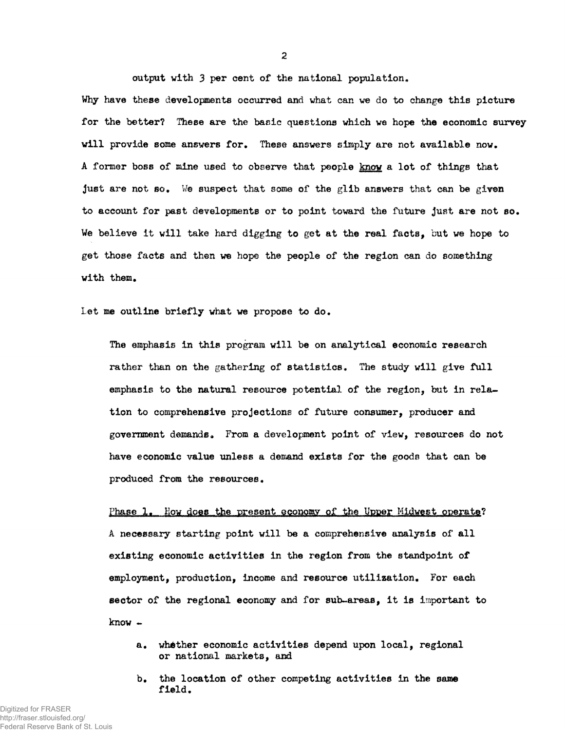output with 3 per cent of the national population.

Why have these developments occurred and what can we do to change this picture for the better? These are the basic questions which we hope the economic survey will provide some answers for. These answers simply are not available now. A former boss of mine used to observe that people know a lot of things that just are not so. We suspect that some of the glib answers that can be given to account for past developments or to point toward the future just are not so. We believe it will take hard digging to get at the real facts, but we hope to get those facts and then we hope the people of the region can do something with them.

Let me outline briefly what we propose to do.

The emphasis in this program will be on analytical economic research rather than on the gathering of statistics. The study will give full emphasis to the natural resource potential of the region, but in relation to comprehensive projections of future consumer, producer and government demands. From a development point of view, resources do not have economic value unless a demand exists for the goods that can be produced from the resources.

Phase 1. How does the present economy of the Upper Midwest operate? A necessary starting point will be a comprehensive analysis of all existing economic activities in the region from the standpoint of employment, production, income and resource utilization. For each sector of the regional economy and for sub-areas, it is important to know -

a. whether economic activities depend upon local, regional or national markets, and

b. the location of other competing activities in the same field.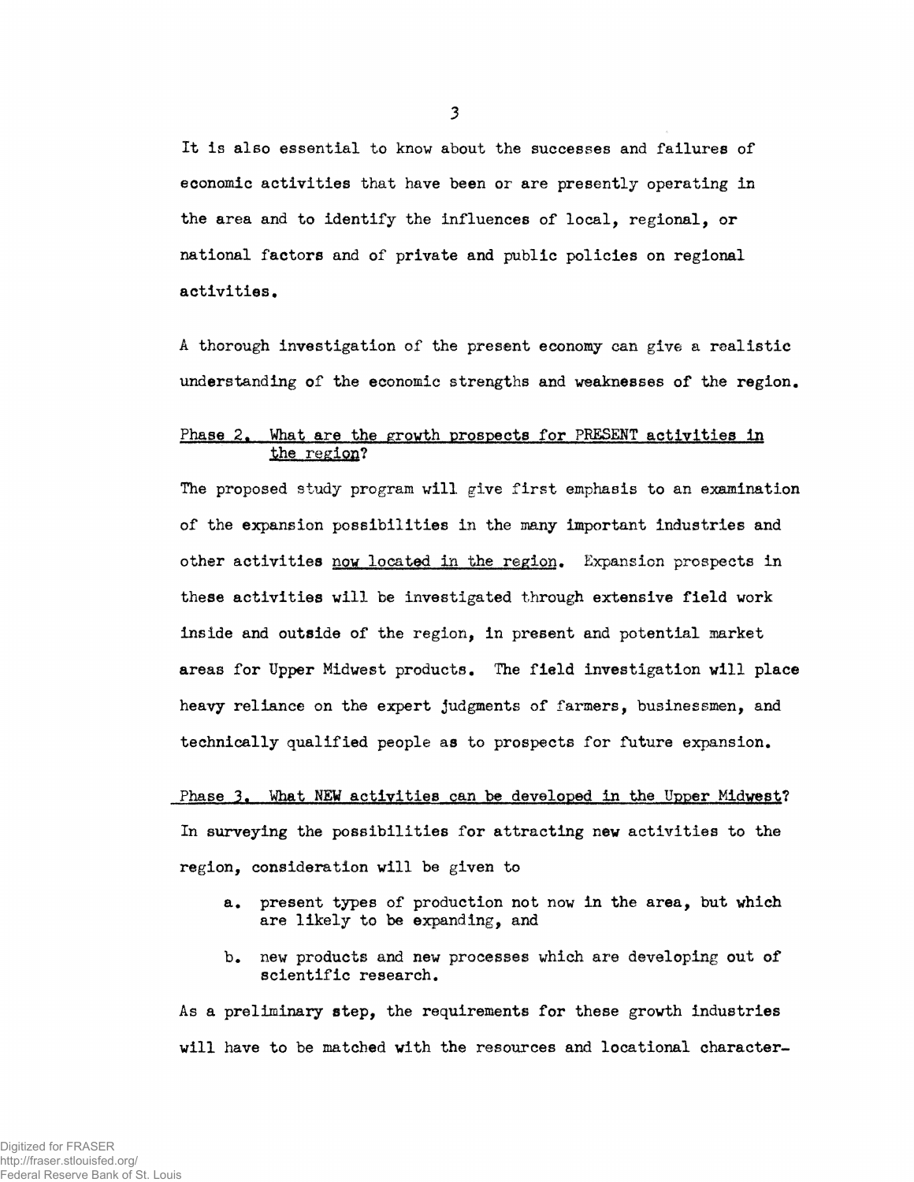It is also essential to know about the successes and failures of economic activities that have been or are presently operating in the area and to identify the influences of local, regional, or national factors and of private and public policies on regional activities.

A thorough investigation of the present economy can give a realistic understanding of the economic strengths and weaknesses of the region.

## Phase 2. What are the growth prospects for PRESENT activities in the region?

The proposed study program will give first emphasis to an examination of the expansion possibilities in the many important industries and other activities <u>now located in the region</u>. Expansion prospects in these activities will be investigated through extensive field work inside and outside of the region, in present and potential market areas for Upper Midwest products. The field investigation will place heavy reliance on the expert judgments of farmers, businessmen, and technically qualified people as to prospects for future expansion.

## Phase 3. What NEW activities can be developed in the Upper Midwest?

In surveying the possibilities for attracting new activities to the region, consideration will be given to

a. present types of production not now in the area, but which are likely to be expanding, and

b. new products and new processes which are developing out of scientific research.

As a preliminary step, the requirements for these growth industries will have to be matched with the resources and locational character-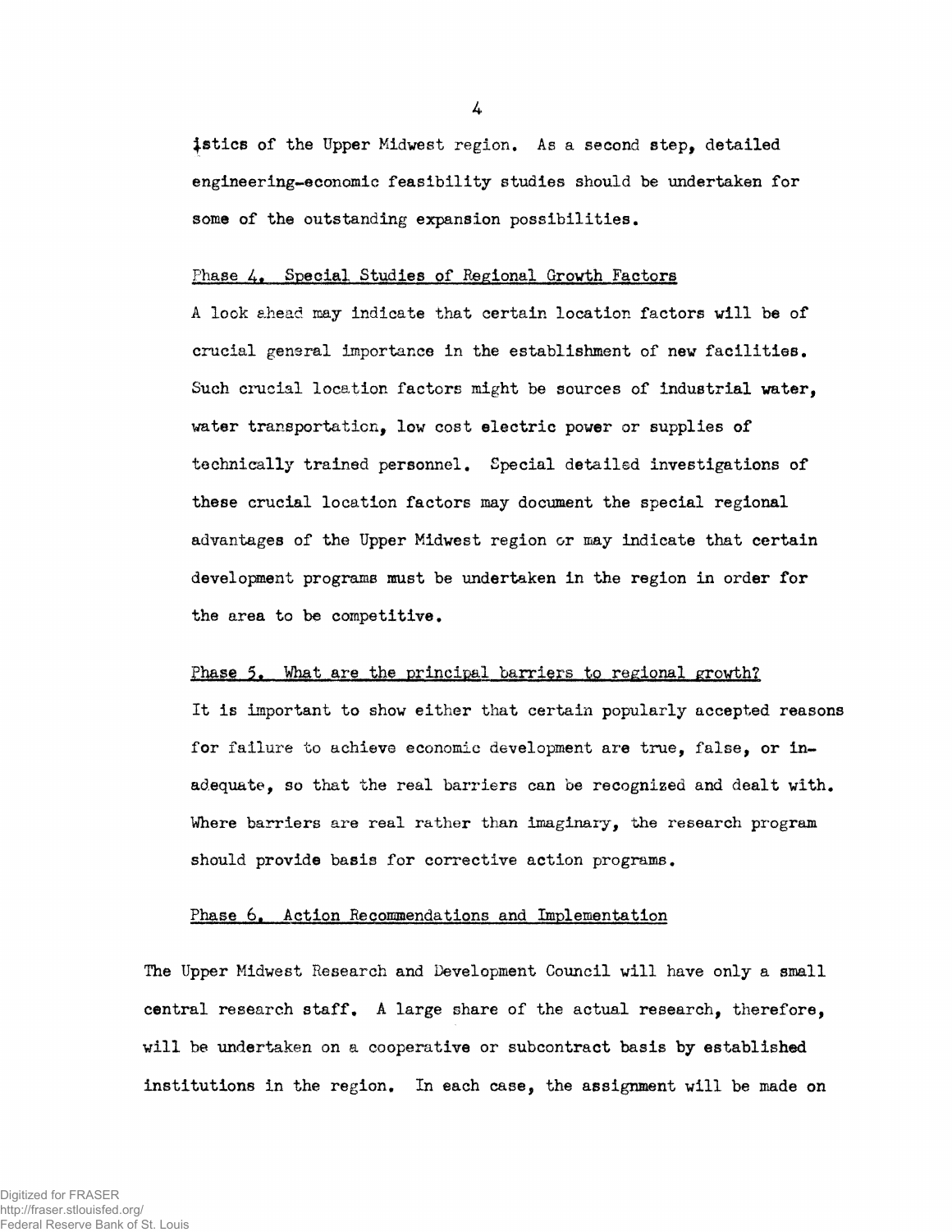istics of the Upper Midwest region. As a second step, detailed engineering-economic feasibility studies should be undertaken for some of the outstanding expansion possibilities.

Phase 4. Special Studies of Regional Growth Factors

A look ahead may indicate that certain location factors will be of crucial general importance in the establishment of new facilities. Such crucial location factors might be sources of industrial water, water transportation, low cost electric power or supplies of technically trained personnel. Special detailed investigations of these crucial location factors may document the special regional advantages of the Upper Midwest region or may indicate that certain development programs must be undertaken in the region in order for the area to be competitive.

Phase 5. What are the principal barriers to regional growth?

It is important to show either that certain popularly accepted reasons for failure to achieve economic development are true, false, or inadequate, so that the real barriers can be recognized and dealt with. Where barriers are real rather than imaginary, the research program should provide basis for corrective action programs.

Phase 6. Action Recommendations and Implementation

The Upper Midwest Research and Development Council will have only a small central research staff. A large share of the actual research, therefore, will be undertaken on a cooperative or subcontract basis by established institutions in the region. In each case, the assignment will be made on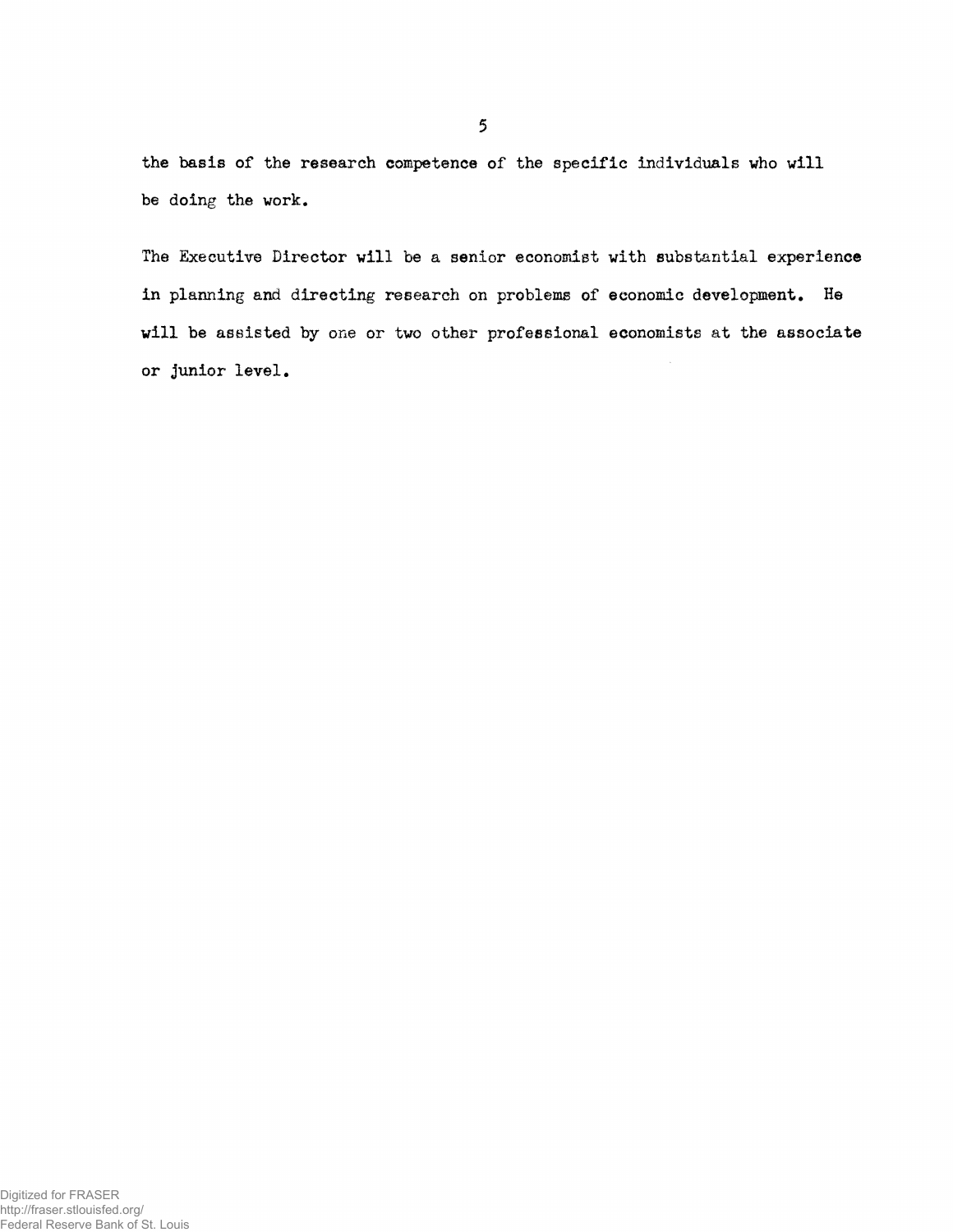the basis of the research competence of the specific individuals who will be doing the work.

The Executive Director will be a senior economist with substantial experience in planning and directing research on problems of economic development. He will be assisted by one or two other professional economists at the associate or junior level.